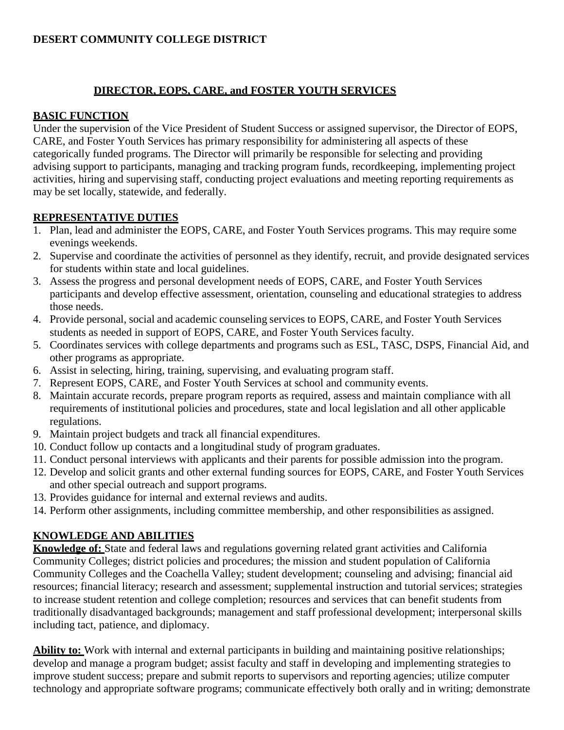**DESERT COMMUNITY COLLEGE DISTRICT**

# DIRECTOR, EOPS, CARE, and FOSTER YOUTH SERVICES

## BASIC FUNCTION

Under the supervision of the Vice President of Student Success or assigned supervisor, the Director of EOPS, CARE, and Foster Youth Services has primary responsibility for administering all aspects of these categorically funded programs. The Director will primarily be responsible for selecting and providing advising support to participants, managing and tracking program funds, recordkeeping, implementing project activities, hiring and supervising staff, conducting project evaluations and meeting reporting requirements as may be set locally, statewide, and federally.

## REPRESENTATIVE DUTIES

1. Plan, lead and administer the EOPS, CARE, and Foster Youth Services programs. This may require some evenings weekends.
2. Supervise and coordinate the activities of personnel as they identify, recruit, and provide designated services for students within state and local guidelines.
3. Assess the progress and personal development needs of EOPS, CARE, and Foster Youth Services participants and develop effective assessment, orientation, counseling and educational strategies to address those needs.
4. Provide personal, social and academic counseling services to EOPS, CARE, and Foster Youth Services students as needed in support of EOPS, CARE, and Foster Youth Services faculty.
5. Coordinates services with college departments and programs such as ESL, TASC, DSPS, Financial Aid, and other programs as appropriate.
6. Assist in selecting, hiring, training, supervising, and evaluating program staff.
7. Represent EOPS, CARE, and Foster Youth Services at school and community events.
8. Maintain accurate records, prepare program reports as required, assess and maintain compliance with all requirements of institutional policies and procedures, state and local legislation and all other applicable regulations.
9. Maintain project budgets and track all financial expenditures.
10. Conduct follow up contacts and a longitudinal study of program graduates.
11. Conduct personal interviews with applicants and their parents for possible admission into the program.
12. Develop and solicit grants and other external funding sources for EOPS, CARE, and Foster Youth Services and other special outreach and support programs.
13. Provides guidance for internal and external reviews and audits.
14. Perform other assignments, including committee membership, and other responsibilities as assigned.

## KNOWLEDGE AND ABILITIES

**Knowledge of:** State and federal laws and regulations governing related grant activities and California Community Colleges; district policies and procedures; the mission and student population of California Community Colleges and the Coachella Valley; student development; counseling and advising; financial aid resources; financial literacy; research and assessment; supplemental instruction and tutorial services; strategies to increase student retention and college completion; resources and services that can benefit students from traditionally disadvantaged backgrounds; management and staff professional development; interpersonal skills including tact, patience, and diplomacy.

**Ability to:** Work with internal and external participants in building and maintaining positive relationships; develop and manage a program budget; assist faculty and staff in developing and implementing strategies to improve student success; prepare and submit reports to supervisors and reporting agencies; utilize computer technology and appropriate software programs; communicate effectively both orally and in writing; demonstrate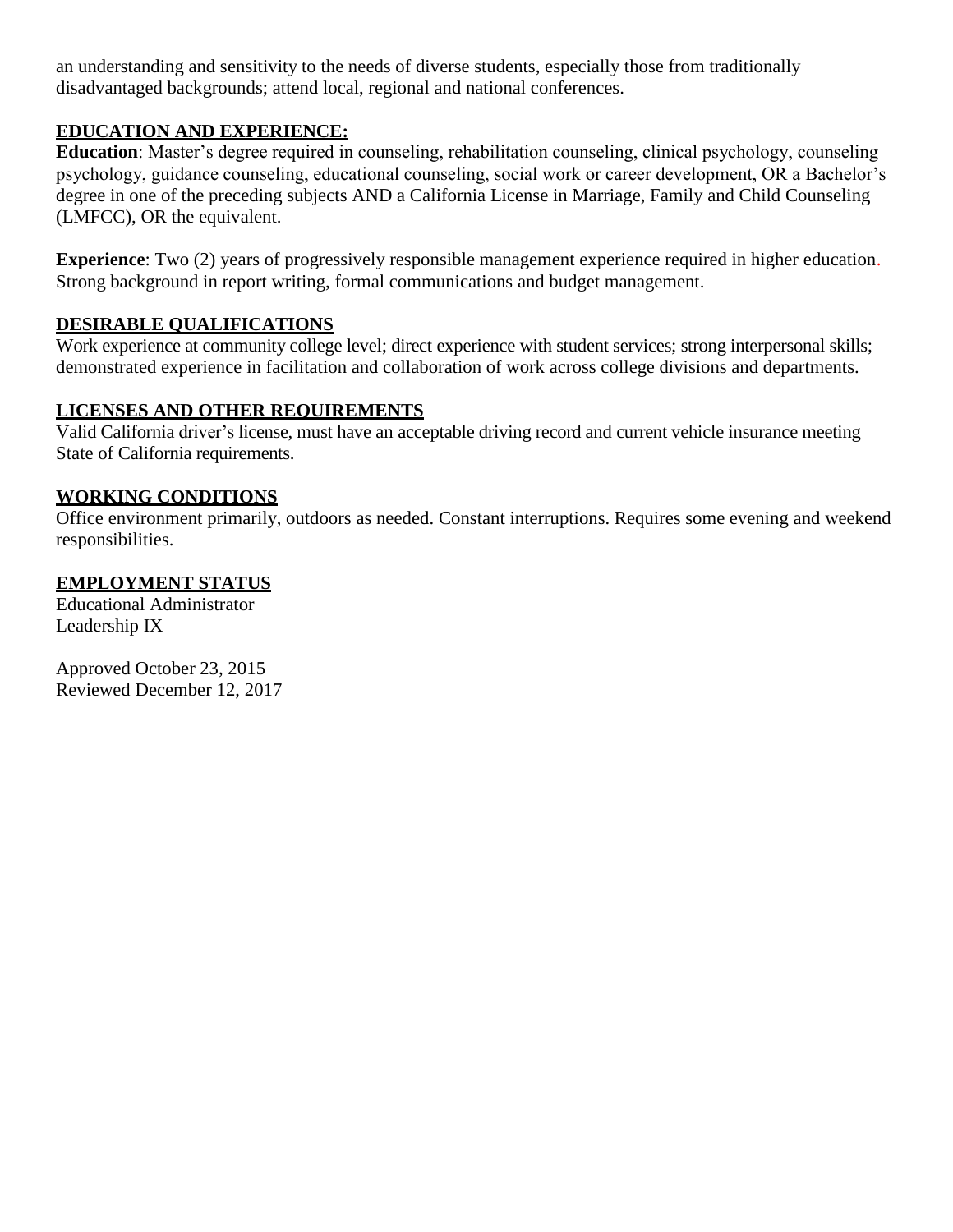an understanding and sensitivity to the needs of diverse students, especially those from traditionally disadvantaged backgrounds; attend local, regional and national conferences.

## EDUCATION AND EXPERIENCE:

**Education**: Master's degree required in counseling, rehabilitation counseling, clinical psychology, counseling psychology, guidance counseling, educational counseling, social work or career development, OR a Bachelor's degree in one of the preceding subjects AND a California License in Marriage, Family and Child Counseling (LMFCC), OR the equivalent.

**Experience**: Two (2) years of progressively responsible management experience required in higher education. Strong background in report writing, formal communications and budget management.

## DESIRABLE QUALIFICATIONS

Work experience at community college level; direct experience with student services; strong interpersonal skills; demonstrated experience in facilitation and collaboration of work across college divisions and departments.

## LICENSES AND OTHER REQUIREMENTS

Valid California driver's license, must have an acceptable driving record and current vehicle insurance meeting State of California requirements.

## WORKING CONDITIONS

Office environment primarily, outdoors as needed. Constant interruptions. Requires some evening and weekend responsibilities.

## EMPLOYMENT STATUS

Educational Administrator
Leadership IX

Approved October 23, 2015
Reviewed December 12, 2017